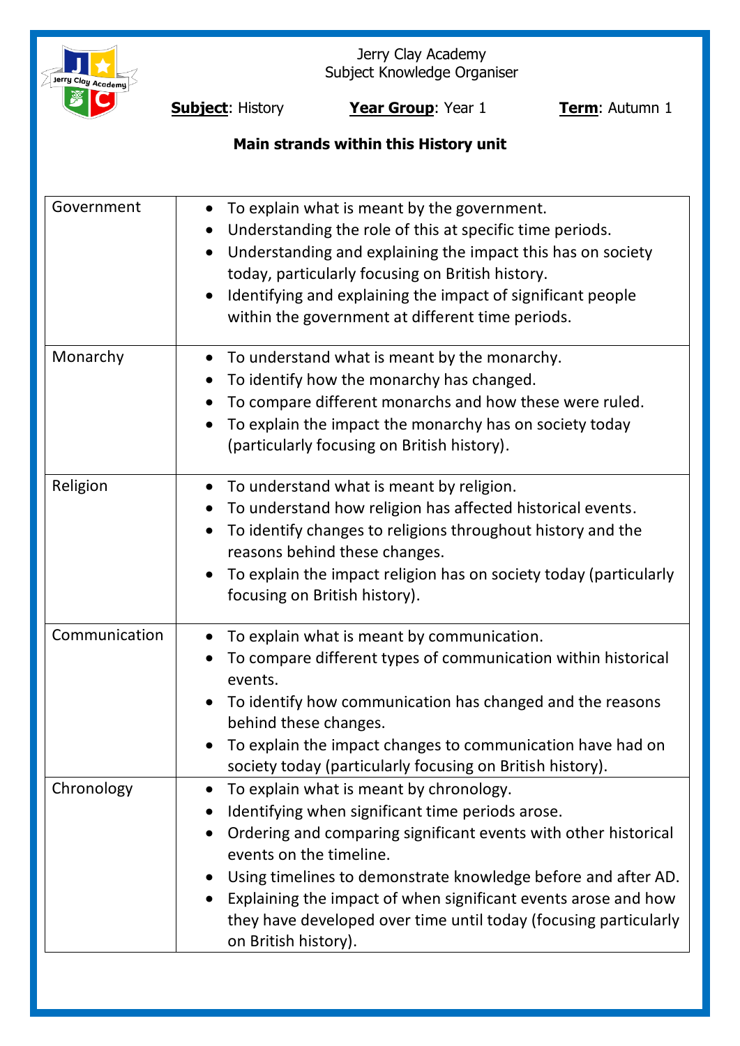Jerry Clay Academy
Subject Knowledge Organiser

**Subject**: History **Year Group**: Year 1 **Term**: Autumn 1

**Main strands within this History unit**

| | |
|---|---|
| Government | • To explain what is meant by the government.<br>• Understanding the role of this at specific time periods.<br>• Understanding and explaining the impact this has on society today, particularly focusing on British history.<br>• Identifying and explaining the impact of significant people within the government at different time periods. |
| Monarchy | • To understand what is meant by the monarchy.<br>• To identify how the monarchy has changed.<br>• To compare different monarchs and how these were ruled.<br>• To explain the impact the monarchy has on society today (particularly focusing on British history). |
| Religion | • To understand what is meant by religion.<br>• To understand how religion has affected historical events.<br>• To identify changes to religions throughout history and the reasons behind these changes.<br>• To explain the impact religion has on society today (particularly focusing on British history). |
| Communication | • To explain what is meant by communication.<br>• To compare different types of communication within historical events.<br>• To identify how communication has changed and the reasons behind these changes.<br>• To explain the impact changes to communication have had on society today (particularly focusing on British history). |
| Chronology | • To explain what is meant by chronology.<br>• Identifying when significant time periods arose.<br>• Ordering and comparing significant events with other historical events on the timeline.<br>• Using timelines to demonstrate knowledge before and after AD.<br>• Explaining the impact of when significant events arose and how they have developed over time until today (focusing particularly on British history). |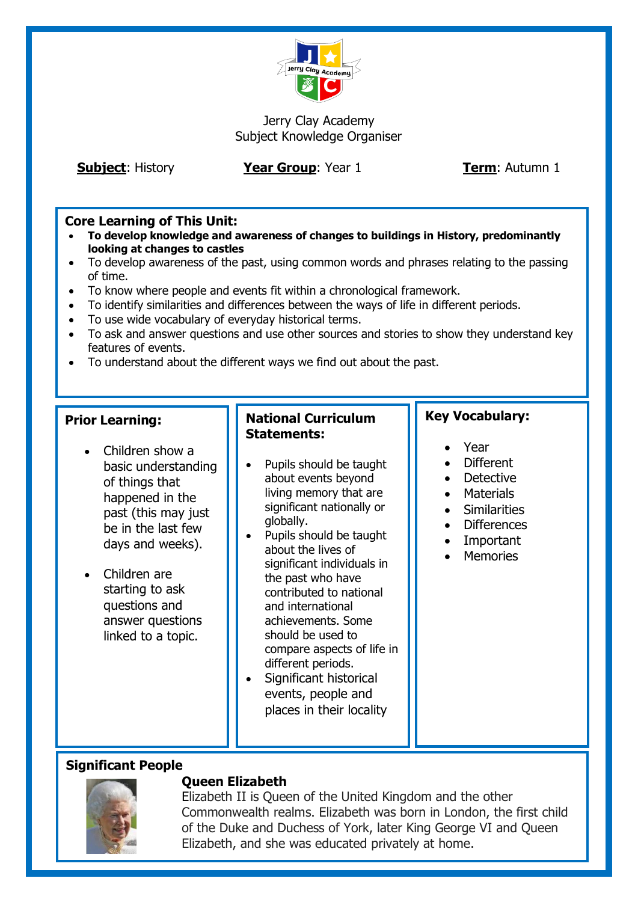Jerry Clay Academy
Subject Knowledge Organiser

**Subject**: History **Year Group**: Year 1 **Term**: Autumn 1

## Core Learning of This Unit:

- **To develop knowledge and awareness of changes to buildings in History, predominantly looking at changes to castles**
- To develop awareness of the past, using common words and phrases relating to the passing of time.
- To know where people and events fit within a chronological framework.
- To identify similarities and differences between the ways of life in different periods.
- To use wide vocabulary of everyday historical terms.
- To ask and answer questions and use other sources and stories to show they understand key features of events.
- To understand about the different ways we find out about the past.

## Prior Learning:

- Children show a basic understanding of things that happened in the past (this may just be in the last few days and weeks).
- Children are starting to ask questions and answer questions linked to a topic.

## National Curriculum Statements:

- Pupils should be taught about events beyond living memory that are significant nationally or globally.
- Pupils should be taught about the lives of significant individuals in the past who have contributed to national and international achievements. Some should be used to compare aspects of life in different periods.
- Significant historical events, people and places in their locality

## Key Vocabulary:

- Year
- Different
- Detective
- Materials
- Similarities
- Differences
- Important
- Memories

## Significant People

### Queen Elizabeth

Elizabeth II is Queen of the United Kingdom and the other Commonwealth realms. Elizabeth was born in London, the first child of the Duke and Duchess of York, later King George VI and Queen Elizabeth, and she was educated privately at home.